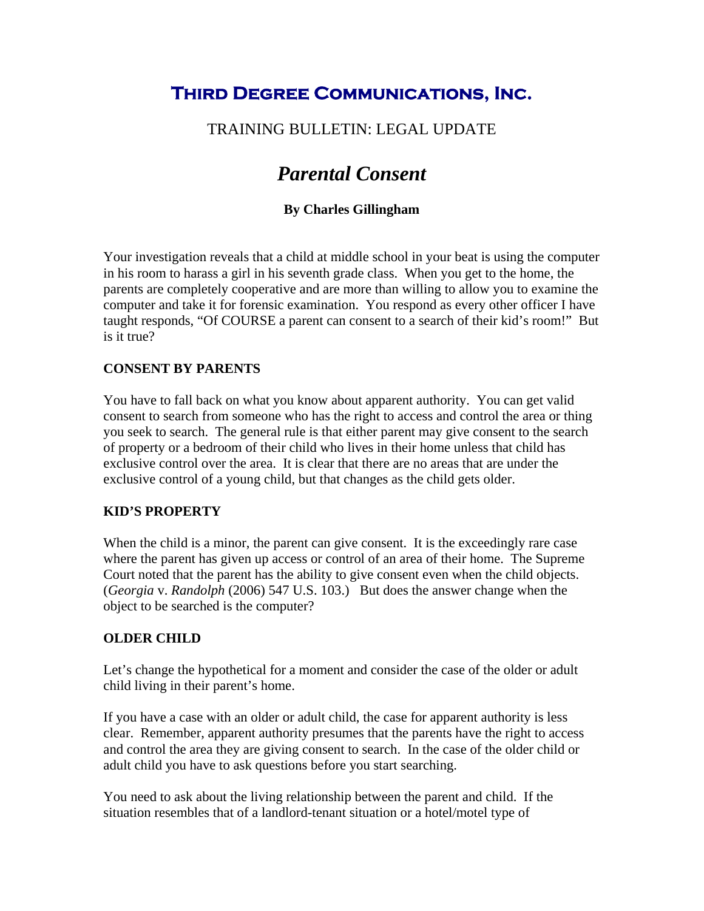# Third Degree Communications, Inc.

TRAINING BULLETIN: LEGAL UPDATE

## *Parental Consent*

**By Charles Gillingham**

Your investigation reveals that a child at middle school in your beat is using the computer in his room to harass a girl in his seventh grade class. When you get to the home, the parents are completely cooperative and are more than willing to allow you to examine the computer and take it for forensic examination. You respond as every other officer I have taught responds, "Of COURSE a parent can consent to a search of their kid's room!" But is it true?

### CONSENT BY PARENTS

You have to fall back on what you know about apparent authority. You can get valid consent to search from someone who has the right to access and control the area or thing you seek to search. The general rule is that either parent may give consent to the search of property or a bedroom of their child who lives in their home unless that child has exclusive control over the area. It is clear that there are no areas that are under the exclusive control of a young child, but that changes as the child gets older.

### KID'S PROPERTY

When the child is a minor, the parent can give consent. It is the exceedingly rare case where the parent has given up access or control of an area of their home. The Supreme Court noted that the parent has the ability to give consent even when the child objects. (*Georgia* v. *Randolph* (2006) 547 U.S. 103.) But does the answer change when the object to be searched is the computer?

### OLDER CHILD

Let's change the hypothetical for a moment and consider the case of the older or adult child living in their parent's home.

If you have a case with an older or adult child, the case for apparent authority is less clear. Remember, apparent authority presumes that the parents have the right to access and control the area they are giving consent to search. In the case of the older child or adult child you have to ask questions before you start searching.

You need to ask about the living relationship between the parent and child. If the situation resembles that of a landlord-tenant situation or a hotel/motel type of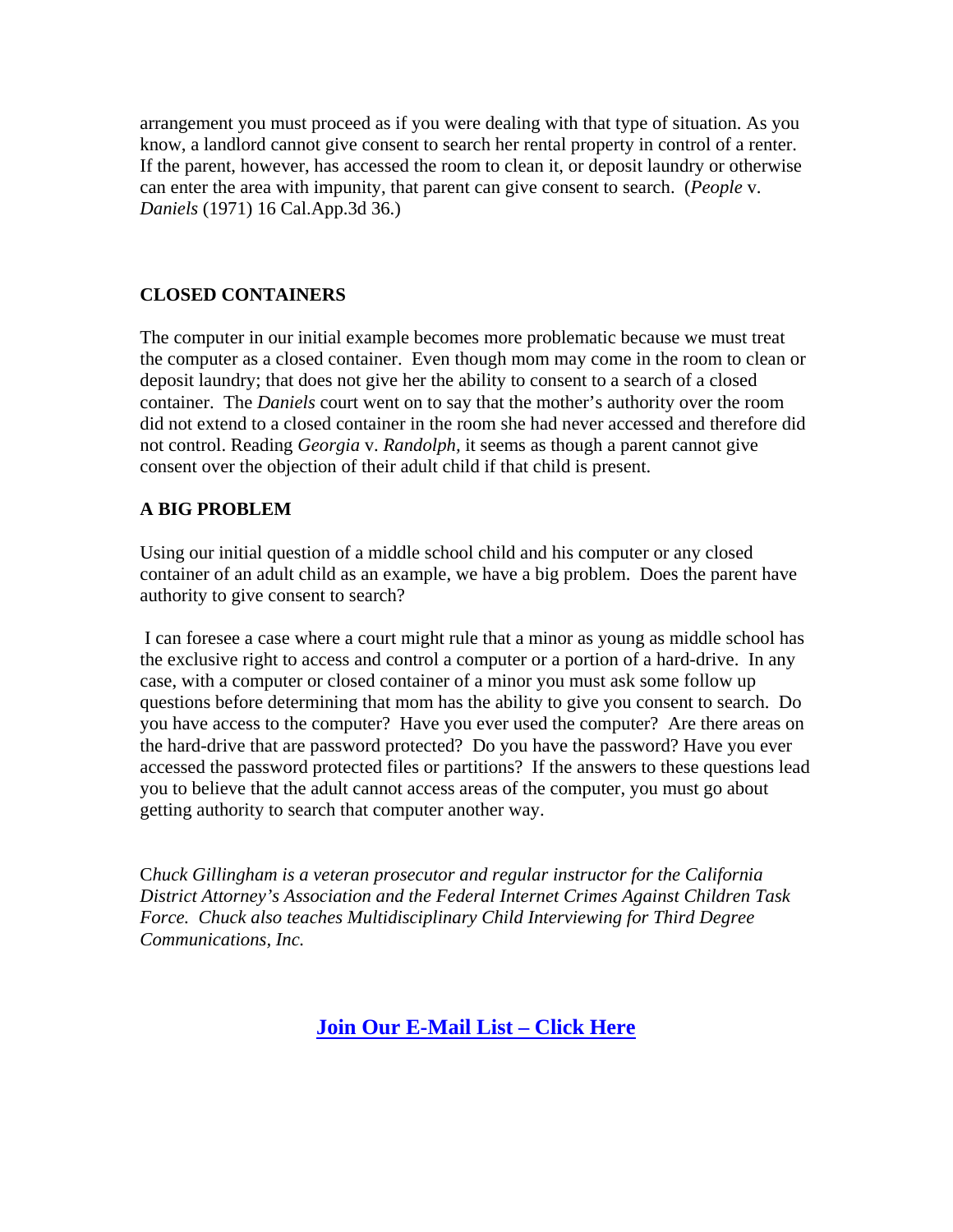arrangement you must proceed as if you were dealing with that type of situation. As you know, a landlord cannot give consent to search her rental property in control of a renter. If the parent, however, has accessed the room to clean it, or deposit laundry or otherwise can enter the area with impunity, that parent can give consent to search. (*People* v. *Daniels* (1971) 16 Cal.App.3d 36.)

## CLOSED CONTAINERS

The computer in our initial example becomes more problematic because we must treat the computer as a closed container. Even though mom may come in the room to clean or deposit laundry; that does not give her the ability to consent to a search of a closed container. The *Daniels* court went on to say that the mother's authority over the room did not extend to a closed container in the room she had never accessed and therefore did not control. Reading *Georgia* v. *Randolph,* it seems as though a parent cannot give consent over the objection of their adult child if that child is present.

## A BIG PROBLEM

Using our initial question of a middle school child and his computer or any closed container of an adult child as an example, we have a big problem. Does the parent have authority to give consent to search?

I can foresee a case where a court might rule that a minor as young as middle school has the exclusive right to access and control a computer or a portion of a hard-drive. In any case, with a computer or closed container of a minor you must ask some follow up questions before determining that mom has the ability to give you consent to search. Do you have access to the computer? Have you ever used the computer? Are there areas on the hard-drive that are password protected? Do you have the password? Have you ever accessed the password protected files or partitions? If the answers to these questions lead you to believe that the adult cannot access areas of the computer, you must go about getting authority to search that computer another way.

*Chuck Gillingham is a veteran prosecutor and regular instructor for the California District Attorney's Association and the Federal Internet Crimes Against Children Task Force. Chuck also teaches Multidisciplinary Child Interviewing for Third Degree Communications, Inc.*

**Join Our E-Mail List – Click Here**